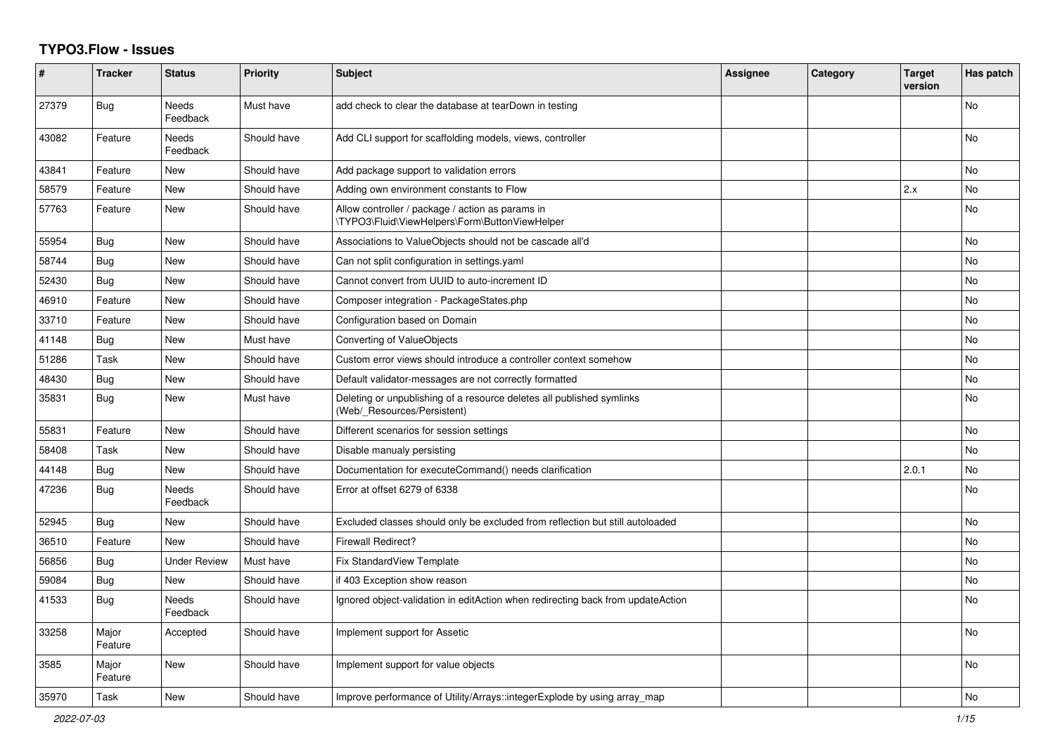# TYPO3.Flow - Issues

| # | Tracker | Status | Priority | Subject | Assignee | Category | Target version | Has patch |
|---|---|---|---|---|---|---|---|---|
| 27379 | Bug | Needs Feedback | Must have | add check to clear the database at tearDown in testing | | | | No |
| 43082 | Feature | Needs Feedback | Should have | Add CLI support for scaffolding models, views, controller | | | | No |
| 43841 | Feature | New | Should have | Add package support to validation errors | | | | No |
| 58579 | Feature | New | Should have | Adding own environment constants to Flow | | | 2.x | No |
| 57763 | Feature | New | Should have | Allow controller / package / action as params in \TYPO3\Fluid\ViewHelpers\Form\ButtonViewHelper | | | | No |
| 55954 | Bug | New | Should have | Associations to ValueObjects should not be cascade all'd | | | | No |
| 58744 | Bug | New | Should have | Can not split configuration in settings.yaml | | | | No |
| 52430 | Bug | New | Should have | Cannot convert from UUID to auto-increment ID | | | | No |
| 46910 | Feature | New | Should have | Composer integration - PackageStates.php | | | | No |
| 33710 | Feature | New | Should have | Configuration based on Domain | | | | No |
| 41148 | Bug | New | Must have | Converting of ValueObjects | | | | No |
| 51286 | Task | New | Should have | Custom error views should introduce a controller context somehow | | | | No |
| 48430 | Bug | New | Should have | Default validator-messages are not correctly formatted | | | | No |
| 35831 | Bug | New | Must have | Deleting or unpublishing of a resource deletes all published symlinks (Web/_Resources/Persistent) | | | | No |
| 55831 | Feature | New | Should have | Different scenarios for session settings | | | | No |
| 58408 | Task | New | Should have | Disable manualy persisting | | | | No |
| 44148 | Bug | New | Should have | Documentation for executeCommand() needs clarification | | | 2.0.1 | No |
| 47236 | Bug | Needs Feedback | Should have | Error at offset 6279 of 6338 | | | | No |
| 52945 | Bug | New | Should have | Excluded classes should only be excluded from reflection but still autoloaded | | | | No |
| 36510 | Feature | New | Should have | Firewall Redirect? | | | | No |
| 56856 | Bug | Under Review | Must have | Fix StandardView Template | | | | No |
| 59084 | Bug | New | Should have | if 403 Exception show reason | | | | No |
| 41533 | Bug | Needs Feedback | Should have | Ignored object-validation in editAction when redirecting back from updateAction | | | | No |
| 33258 | Major Feature | Accepted | Should have | Implement support for Assetic | | | | No |
| 3585 | Major Feature | New | Should have | Implement support for value objects | | | | No |
| 35970 | Task | New | Should have | Improve performance of Utility/Arrays::integerExplode by using array_map | | | | No |

*2022-07-03*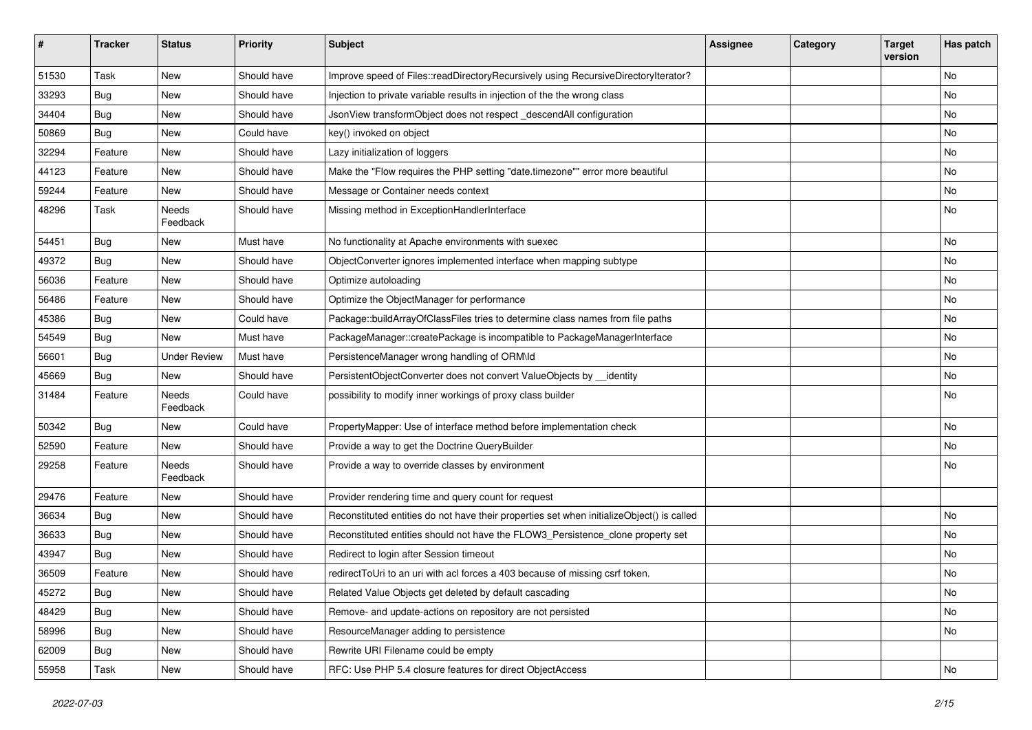| # | Tracker | Status | Priority | Subject | Assignee | Category | Target version | Has patch |
|---|---|---|---|---|---|---|---|---|
| 51530 | Task | New | Should have | Improve speed of Files::readDirectoryRecursively using RecursiveDirectoryIterator? | | | | No |
| 33293 | Bug | New | Should have | Injection to private variable results in injection of the the wrong class | | | | No |
| 34404 | Bug | New | Should have | JsonView transformObject does not respect _descendAll configuration | | | | No |
| 50869 | Bug | New | Could have | key() invoked on object | | | | No |
| 32294 | Feature | New | Should have | Lazy initialization of loggers | | | | No |
| 44123 | Feature | New | Should have | Make the "Flow requires the PHP setting "date.timezone"" error more beautiful | | | | No |
| 59244 | Feature | New | Should have | Message or Container needs context | | | | No |
| 48296 | Task | Needs Feedback | Should have | Missing method in ExceptionHandlerInterface | | | | No |
| 54451 | Bug | New | Must have | No functionality at Apache environments with suexec | | | | No |
| 49372 | Bug | New | Should have | ObjectConverter ignores implemented interface when mapping subtype | | | | No |
| 56036 | Feature | New | Should have | Optimize autoloading | | | | No |
| 56486 | Feature | New | Should have | Optimize the ObjectManager for performance | | | | No |
| 45386 | Bug | New | Could have | Package::buildArrayOfClassFiles tries to determine class names from file paths | | | | No |
| 54549 | Bug | New | Must have | PackageManager::createPackage is incompatible to PackageManagerInterface | | | | No |
| 56601 | Bug | Under Review | Must have | PersistenceManager wrong handling of ORM\Id | | | | No |
| 45669 | Bug | New | Should have | PersistentObjectConverter does not convert ValueObjects by __identity | | | | No |
| 31484 | Feature | Needs Feedback | Could have | possibility to modify inner workings of proxy class builder | | | | No |
| 50342 | Bug | New | Could have | PropertyMapper: Use of interface method before implementation check | | | | No |
| 52590 | Feature | New | Should have | Provide a way to get the Doctrine QueryBuilder | | | | No |
| 29258 | Feature | Needs Feedback | Should have | Provide a way to override classes by environment | | | | No |
| 29476 | Feature | New | Should have | Provider rendering time and query count for request | | | | |
| 36634 | Bug | New | Should have | Reconstituted entities do not have their properties set when initializeObject() is called | | | | No |
| 36633 | Bug | New | Should have | Reconstituted entities should not have the FLOW3_Persistence_clone property set | | | | No |
| 43947 | Bug | New | Should have | Redirect to login after Session timeout | | | | No |
| 36509 | Feature | New | Should have | redirectToUri to an uri with acl forces a 403 because of missing csrf token. | | | | No |
| 45272 | Bug | New | Should have | Related Value Objects get deleted by default cascading | | | | No |
| 48429 | Bug | New | Should have | Remove- and update-actions on repository are not persisted | | | | No |
| 58996 | Bug | New | Should have | ResourceManager adding to persistence | | | | No |
| 62009 | Bug | New | Should have | Rewrite URI Filename could be empty | | | | |
| 55958 | Task | New | Should have | RFC: Use PHP 5.4 closure features for direct ObjectAccess | | | | No |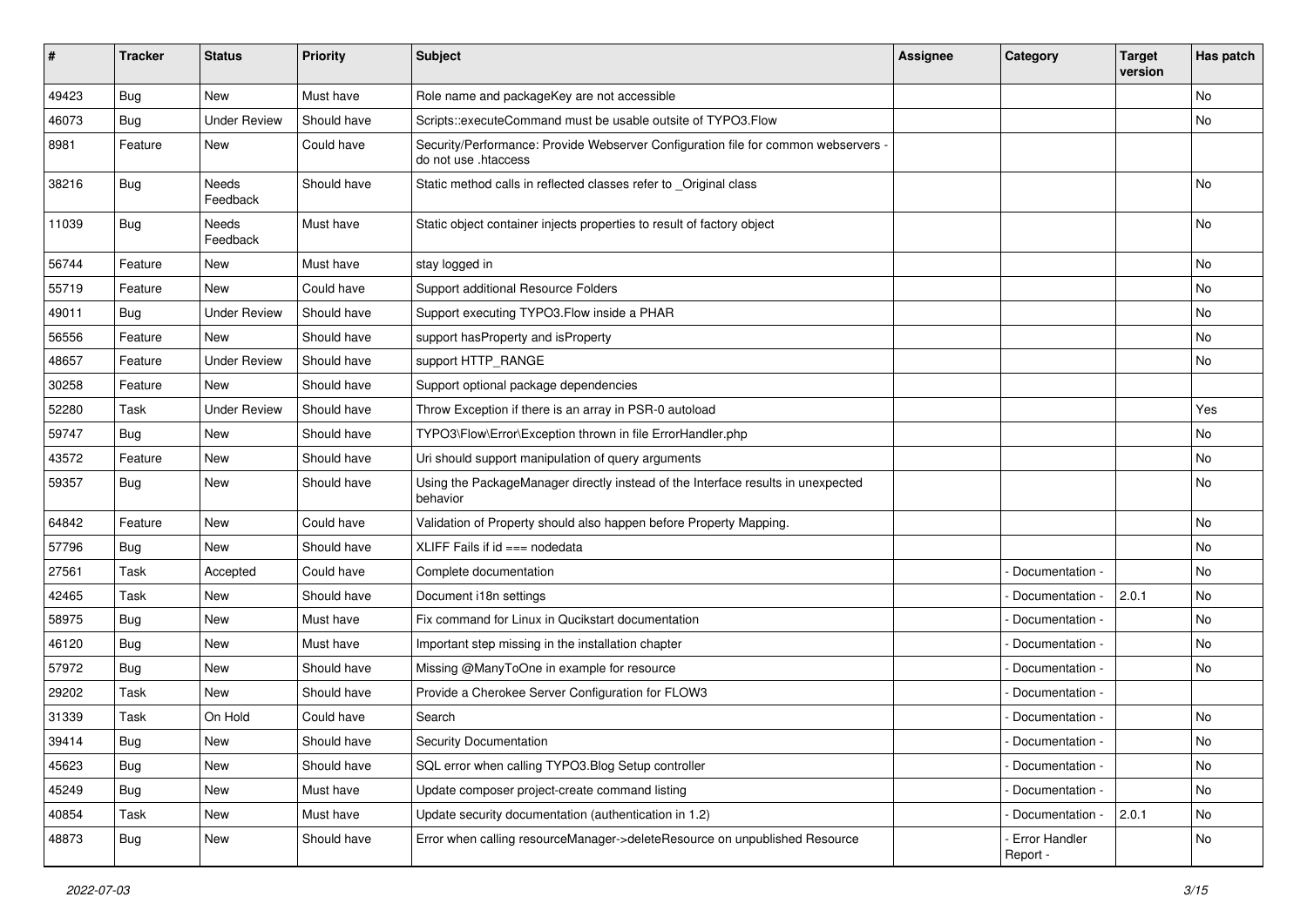| # | Tracker | Status | Priority | Subject | Assignee | Category | Target version | Has patch |
|---|---|---|---|---|---|---|---|---|
| 49423 | Bug | New | Must have | Role name and packageKey are not accessible | | | | No |
| 46073 | Bug | Under Review | Should have | Scripts::executeCommand must be usable outsite of TYPO3.Flow | | | | No |
| 8981 | Feature | New | Could have | Security/Performance: Provide Webserver Configuration file for common webservers - do not use .htaccess | | | | |
| 38216 | Bug | Needs Feedback | Should have | Static method calls in reflected classes refer to _Original class | | | | No |
| 11039 | Bug | Needs Feedback | Must have | Static object container injects properties to result of factory object | | | | No |
| 56744 | Feature | New | Must have | stay logged in | | | | No |
| 55719 | Feature | New | Could have | Support additional Resource Folders | | | | No |
| 49011 | Bug | Under Review | Should have | Support executing TYPO3.Flow inside a PHAR | | | | No |
| 56556 | Feature | New | Should have | support hasProperty and isProperty | | | | No |
| 48657 | Feature | Under Review | Should have | support HTTP_RANGE | | | | No |
| 30258 | Feature | New | Should have | Support optional package dependencies | | | | |
| 52280 | Task | Under Review | Should have | Throw Exception if there is an array in PSR-0 autoload | | | | Yes |
| 59747 | Bug | New | Should have | TYPO3\Flow\Error\Exception thrown in file ErrorHandler.php | | | | No |
| 43572 | Feature | New | Should have | Uri should support manipulation of query arguments | | | | No |
| 59357 | Bug | New | Should have | Using the PackageManager directly instead of the Interface results in unexpected behavior | | | | No |
| 64842 | Feature | New | Could have | Validation of Property should also happen before Property Mapping. | | | | No |
| 57796 | Bug | New | Should have | XLIFF Fails if id === nodedata | | | | No |
| 27561 | Task | Accepted | Could have | Complete documentation | | - Documentation - | | No |
| 42465 | Task | New | Should have | Document i18n settings | | - Documentation - | 2.0.1 | No |
| 58975 | Bug | New | Must have | Fix command for Linux in Qucikstart documentation | | - Documentation - | | No |
| 46120 | Bug | New | Must have | Important step missing in the installation chapter | | - Documentation - | | No |
| 57972 | Bug | New | Should have | Missing @ManyToOne in example for resource | | - Documentation - | | No |
| 29202 | Task | New | Should have | Provide a Cherokee Server Configuration for FLOW3 | | - Documentation - | | |
| 31339 | Task | On Hold | Could have | Search | | - Documentation - | | No |
| 39414 | Bug | New | Should have | Security Documentation | | - Documentation - | | No |
| 45623 | Bug | New | Should have | SQL error when calling TYPO3.Blog Setup controller | | - Documentation - | | No |
| 45249 | Bug | New | Must have | Update composer project-create command listing | | - Documentation - | | No |
| 40854 | Task | New | Must have | Update security documentation (authentication in 1.2) | | - Documentation - | 2.0.1 | No |
| 48873 | Bug | New | Should have | Error when calling resourceManager->deleteResource on unpublished Resource | | - Error Handler Report - | | No |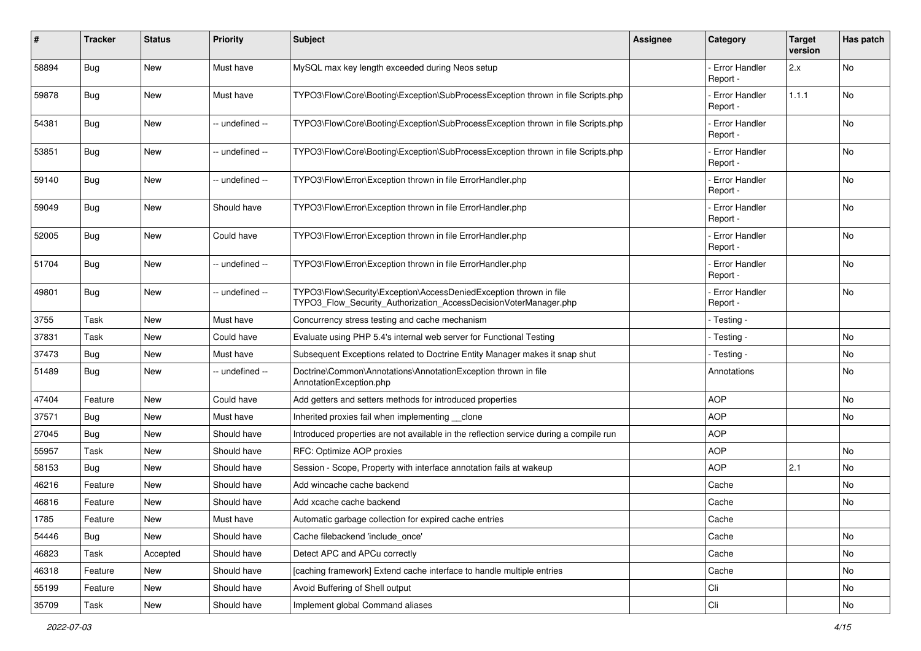| # | Tracker | Status | Priority | Subject | Assignee | Category | Target version | Has patch |
|---|---|---|---|---|---|---|---|---|
| 58894 | Bug | New | Must have | MySQL max key length exceeded during Neos setup | | - Error Handler Report - | 2.x | No |
| 59878 | Bug | New | Must have | TYPO3\Flow\Core\Booting\Exception\SubProcessException thrown in file Scripts.php | | - Error Handler Report - | 1.1.1 | No |
| 54381 | Bug | New | -- undefined -- | TYPO3\Flow\Core\Booting\Exception\SubProcessException thrown in file Scripts.php | | - Error Handler Report - | | No |
| 53851 | Bug | New | -- undefined -- | TYPO3\Flow\Core\Booting\Exception\SubProcessException thrown in file Scripts.php | | - Error Handler Report - | | No |
| 59140 | Bug | New | -- undefined -- | TYPO3\Flow\Error\Exception thrown in file ErrorHandler.php | | - Error Handler Report - | | No |
| 59049 | Bug | New | Should have | TYPO3\Flow\Error\Exception thrown in file ErrorHandler.php | | - Error Handler Report - | | No |
| 52005 | Bug | New | Could have | TYPO3\Flow\Error\Exception thrown in file ErrorHandler.php | | - Error Handler Report - | | No |
| 51704 | Bug | New | -- undefined -- | TYPO3\Flow\Error\Exception thrown in file ErrorHandler.php | | - Error Handler Report - | | No |
| 49801 | Bug | New | -- undefined -- | TYPO3\Flow\Security\Exception\AccessDeniedException thrown in file TYPO3_Flow_Security_Authorization_AccessDecisionVoterManager.php | | - Error Handler Report - | | No |
| 3755 | Task | New | Must have | Concurrency stress testing and cache mechanism | | - Testing - | | |
| 37831 | Task | New | Could have | Evaluate using PHP 5.4's internal web server for Functional Testing | | - Testing - | | No |
| 37473 | Bug | New | Must have | Subsequent Exceptions related to Doctrine Entity Manager makes it snap shut | | - Testing - | | No |
| 51489 | Bug | New | -- undefined -- | Doctrine\Common\Annotations\AnnotationException thrown in file AnnotationException.php | | Annotations | | No |
| 47404 | Feature | New | Could have | Add getters and setters methods for introduced properties | | AOP | | No |
| 37571 | Bug | New | Must have | Inherited proxies fail when implementing __clone | | AOP | | No |
| 27045 | Bug | New | Should have | Introduced properties are not available in the reflection service during a compile run | | AOP | | |
| 55957 | Task | New | Should have | RFC: Optimize AOP proxies | | AOP | | No |
| 58153 | Bug | New | Should have | Session - Scope, Property with interface annotation fails at wakeup | | AOP | 2.1 | No |
| 46216 | Feature | New | Should have | Add wincache cache backend | | Cache | | No |
| 46816 | Feature | New | Should have | Add xcache cache backend | | Cache | | No |
| 1785 | Feature | New | Must have | Automatic garbage collection for expired cache entries | | Cache | | |
| 54446 | Bug | New | Should have | Cache filebackend 'include_once' | | Cache | | No |
| 46823 | Task | Accepted | Should have | Detect APC and APCu correctly | | Cache | | No |
| 46318 | Feature | New | Should have | [caching framework] Extend cache interface to handle multiple entries | | Cache | | No |
| 55199 | Feature | New | Should have | Avoid Buffering of Shell output | | Cli | | No |
| 35709 | Task | New | Should have | Implement global Command aliases | | Cli | | No |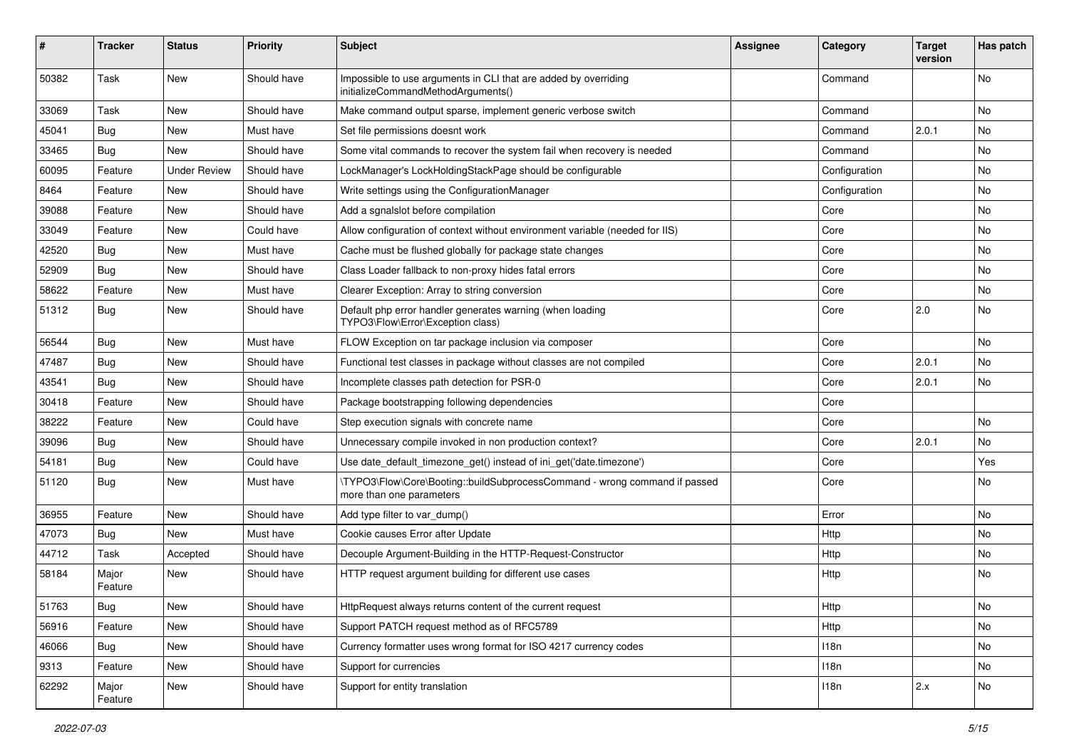| # | Tracker | Status | Priority | Subject | Assignee | Category | Target version | Has patch |
|---|---|---|---|---|---|---|---|---|
| 50382 | Task | New | Should have | Impossible to use arguments in CLI that are added by overriding initializeCommandMethodArguments() | | Command | | No |
| 33069 | Task | New | Should have | Make command output sparse, implement generic verbose switch | | Command | | No |
| 45041 | Bug | New | Must have | Set file permissions doesnt work | | Command | 2.0.1 | No |
| 33465 | Bug | New | Should have | Some vital commands to recover the system fail when recovery is needed | | Command | | No |
| 60095 | Feature | Under Review | Should have | LockManager's LockHoldingStackPage should be configurable | | Configuration | | No |
| 8464 | Feature | New | Should have | Write settings using the ConfigurationManager | | Configuration | | No |
| 39088 | Feature | New | Should have | Add a sgnalslot before compilation | | Core | | No |
| 33049 | Feature | New | Could have | Allow configuration of context without environment variable (needed for IIS) | | Core | | No |
| 42520 | Bug | New | Must have | Cache must be flushed globally for package state changes | | Core | | No |
| 52909 | Bug | New | Should have | Class Loader fallback to non-proxy hides fatal errors | | Core | | No |
| 58622 | Feature | New | Must have | Clearer Exception: Array to string conversion | | Core | | No |
| 51312 | Bug | New | Should have | Default php error handler generates warning (when loading TYPO3\Flow\Error\Exception class) | | Core | 2.0 | No |
| 56544 | Bug | New | Must have | FLOW Exception on tar package inclusion via composer | | Core | | No |
| 47487 | Bug | New | Should have | Functional test classes in package without classes are not compiled | | Core | 2.0.1 | No |
| 43541 | Bug | New | Should have | Incomplete classes path detection for PSR-0 | | Core | 2.0.1 | No |
| 30418 | Feature | New | Should have | Package bootstrapping following dependencies | | Core | | |
| 38222 | Feature | New | Could have | Step execution signals with concrete name | | Core | | No |
| 39096 | Bug | New | Should have | Unnecessary compile invoked in non production context? | | Core | 2.0.1 | No |
| 54181 | Bug | New | Could have | Use date_default_timezone_get() instead of ini_get('date.timezone') | | Core | | Yes |
| 51120 | Bug | New | Must have | \TYPO3\Flow\Core\Booting::buildSubprocessCommand - wrong command if passed more than one parameters | | Core | | No |
| 36955 | Feature | New | Should have | Add type filter to var_dump() | | Error | | No |
| 47073 | Bug | New | Must have | Cookie causes Error after Update | | Http | | No |
| 44712 | Task | Accepted | Should have | Decouple Argument-Building in the HTTP-Request-Constructor | | Http | | No |
| 58184 | Major Feature | New | Should have | HTTP request argument building for different use cases | | Http | | No |
| 51763 | Bug | New | Should have | HttpRequest always returns content of the current request | | Http | | No |
| 56916 | Feature | New | Should have | Support PATCH request method as of RFC5789 | | Http | | No |
| 46066 | Bug | New | Should have | Currency formatter uses wrong format for ISO 4217 currency codes | | I18n | | No |
| 9313 | Feature | New | Should have | Support for currencies | | I18n | | No |
| 62292 | Major Feature | New | Should have | Support for entity translation | | I18n | 2.x | No |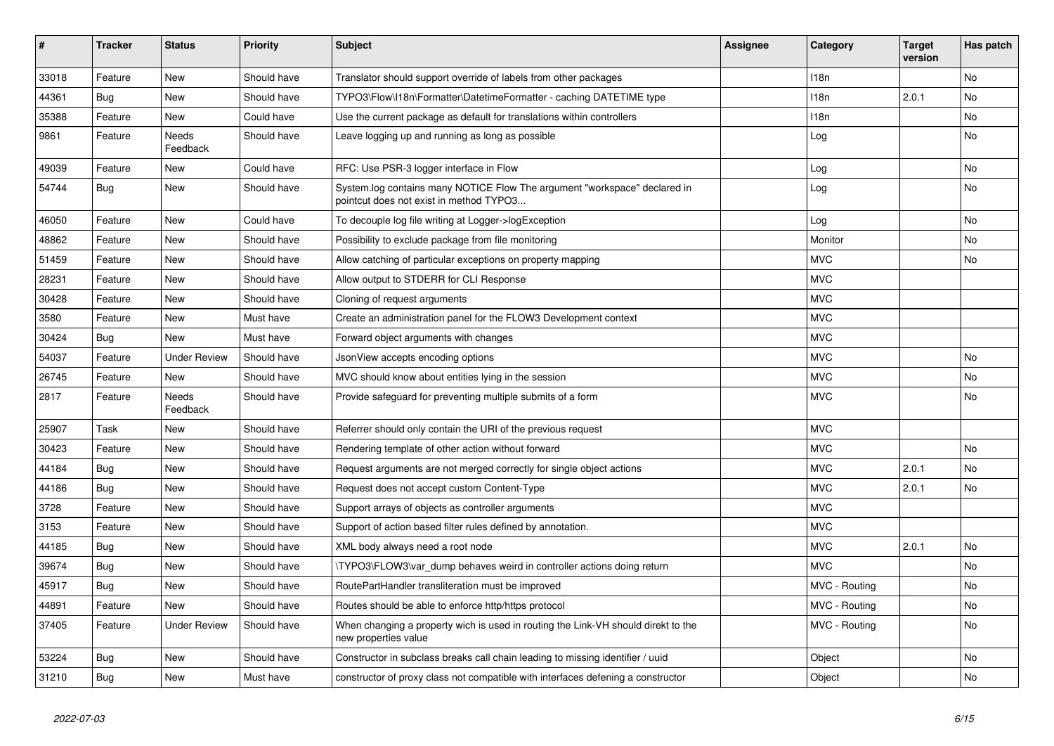| # | Tracker | Status | Priority | Subject | Assignee | Category | Target version | Has patch |
|---|---|---|---|---|---|---|---|---|
| 33018 | Feature | New | Should have | Translator should support override of labels from other packages | | I18n | | No |
| 44361 | Bug | New | Should have | TYPO3\Flow\I18n\Formatter\DatetimeFormatter - caching DATETIME type | | I18n | 2.0.1 | No |
| 35388 | Feature | New | Could have | Use the current package as default for translations within controllers | | I18n | | No |
| 9861 | Feature | Needs Feedback | Should have | Leave logging up and running as long as possible | | Log | | No |
| 49039 | Feature | New | Could have | RFC: Use PSR-3 logger interface in Flow | | Log | | No |
| 54744 | Bug | New | Should have | System.log contains many NOTICE Flow The argument "workspace" declared in pointcut does not exist in method TYPO3... | | Log | | No |
| 46050 | Feature | New | Could have | To decouple log file writing at Logger->logException | | Log | | No |
| 48862 | Feature | New | Should have | Possibility to exclude package from file monitoring | | Monitor | | No |
| 51459 | Feature | New | Should have | Allow catching of particular exceptions on property mapping | | MVC | | No |
| 28231 | Feature | New | Should have | Allow output to STDERR for CLI Response | | MVC | | |
| 30428 | Feature | New | Should have | Cloning of request arguments | | MVC | | |
| 3580 | Feature | New | Must have | Create an administration panel for the FLOW3 Development context | | MVC | | |
| 30424 | Bug | New | Must have | Forward object arguments with changes | | MVC | | |
| 54037 | Feature | Under Review | Should have | JsonView accepts encoding options | | MVC | | No |
| 26745 | Feature | New | Should have | MVC should know about entities lying in the session | | MVC | | No |
| 2817 | Feature | Needs Feedback | Should have | Provide safeguard for preventing multiple submits of a form | | MVC | | No |
| 25907 | Task | New | Should have | Referrer should only contain the URI of the previous request | | MVC | | |
| 30423 | Feature | New | Should have | Rendering template of other action without forward | | MVC | | No |
| 44184 | Bug | New | Should have | Request arguments are not merged correctly for single object actions | | MVC | 2.0.1 | No |
| 44186 | Bug | New | Should have | Request does not accept custom Content-Type | | MVC | 2.0.1 | No |
| 3728 | Feature | New | Should have | Support arrays of objects as controller arguments | | MVC | | |
| 3153 | Feature | New | Should have | Support of action based filter rules defined by annotation. | | MVC | | |
| 44185 | Bug | New | Should have | XML body always need a root node | | MVC | 2.0.1 | No |
| 39674 | Bug | New | Should have | \TYPO3\FLOW3\var_dump behaves weird in controller actions doing return | | MVC | | No |
| 45917 | Bug | New | Should have | RoutePartHandler transliteration must be improved | | MVC - Routing | | No |
| 44891 | Feature | New | Should have | Routes should be able to enforce http/https protocol | | MVC - Routing | | No |
| 37405 | Feature | Under Review | Should have | When changing a property wich is used in routing the Link-VH should direkt to the new properties value | | MVC - Routing | | No |
| 53224 | Bug | New | Should have | Constructor in subclass breaks call chain leading to missing identifier / uuid | | Object | | No |
| 31210 | Bug | New | Must have | constructor of proxy class not compatible with interfaces defening a constructor | | Object | | No |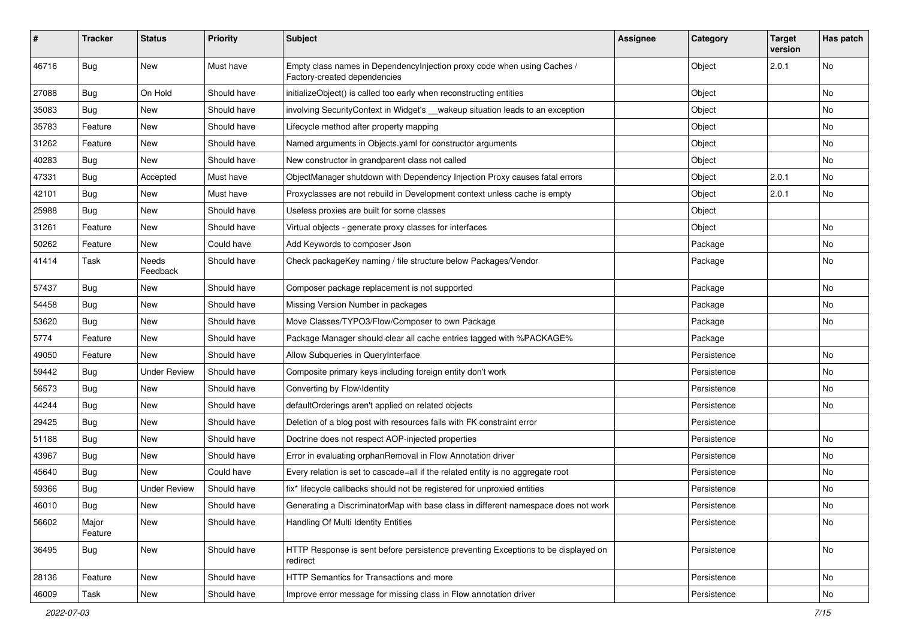| # | Tracker | Status | Priority | Subject | Assignee | Category | Target version | Has patch |
|---|---|---|---|---|---|---|---|---|
| 46716 | Bug | New | Must have | Empty class names in DependencyInjection proxy code when using Caches / Factory-created dependencies | | Object | 2.0.1 | No |
| 27088 | Bug | On Hold | Should have | initializeObject() is called too early when reconstructing entities | | Object | | No |
| 35083 | Bug | New | Should have | involving SecurityContext in Widget's __wakeup situation leads to an exception | | Object | | No |
| 35783 | Feature | New | Should have | Lifecycle method after property mapping | | Object | | No |
| 31262 | Feature | New | Should have | Named arguments in Objects.yaml for constructor arguments | | Object | | No |
| 40283 | Bug | New | Should have | New constructor in grandparent class not called | | Object | | No |
| 47331 | Bug | Accepted | Must have | ObjectManager shutdown with Dependency Injection Proxy causes fatal errors | | Object | 2.0.1 | No |
| 42101 | Bug | New | Must have | Proxyclasses are not rebuild in Development context unless cache is empty | | Object | 2.0.1 | No |
| 25988 | Bug | New | Should have | Useless proxies are built for some classes | | Object | | |
| 31261 | Feature | New | Should have | Virtual objects - generate proxy classes for interfaces | | Object | | No |
| 50262 | Feature | New | Could have | Add Keywords to composer Json | | Package | | No |
| 41414 | Task | Needs Feedback | Should have | Check packageKey naming / file structure below Packages/Vendor | | Package | | No |
| 57437 | Bug | New | Should have | Composer package replacement is not supported | | Package | | No |
| 54458 | Bug | New | Should have | Missing Version Number in packages | | Package | | No |
| 53620 | Bug | New | Should have | Move Classes/TYPO3/Flow/Composer to own Package | | Package | | No |
| 5774 | Feature | New | Should have | Package Manager should clear all cache entries tagged with %PACKAGE% | | Package | | |
| 49050 | Feature | New | Should have | Allow Subqueries in QueryInterface | | Persistence | | No |
| 59442 | Bug | Under Review | Should have | Composite primary keys including foreign entity don't work | | Persistence | | No |
| 56573 | Bug | New | Should have | Converting by Flow\Identity | | Persistence | | No |
| 44244 | Bug | New | Should have | defaultOrderings aren't applied on related objects | | Persistence | | No |
| 29425 | Bug | New | Should have | Deletion of a blog post with resources fails with FK constraint error | | Persistence | | |
| 51188 | Bug | New | Should have | Doctrine does not respect AOP-injected properties | | Persistence | | No |
| 43967 | Bug | New | Should have | Error in evaluating orphanRemoval in Flow Annotation driver | | Persistence | | No |
| 45640 | Bug | New | Could have | Every relation is set to cascade=all if the related entity is no aggregate root | | Persistence | | No |
| 59366 | Bug | Under Review | Should have | fix* lifecycle callbacks should not be registered for unproxied entities | | Persistence | | No |
| 46010 | Bug | New | Should have | Generating a DiscriminatorMap with base class in different namespace does not work | | Persistence | | No |
| 56602 | Major Feature | New | Should have | Handling Of Multi Identity Entities | | Persistence | | No |
| 36495 | Bug | New | Should have | HTTP Response is sent before persistence preventing Exceptions to be displayed on redirect | | Persistence | | No |
| 28136 | Feature | New | Should have | HTTP Semantics for Transactions and more | | Persistence | | No |
| 46009 | Task | New | Should have | Improve error message for missing class in Flow annotation driver | | Persistence | | No |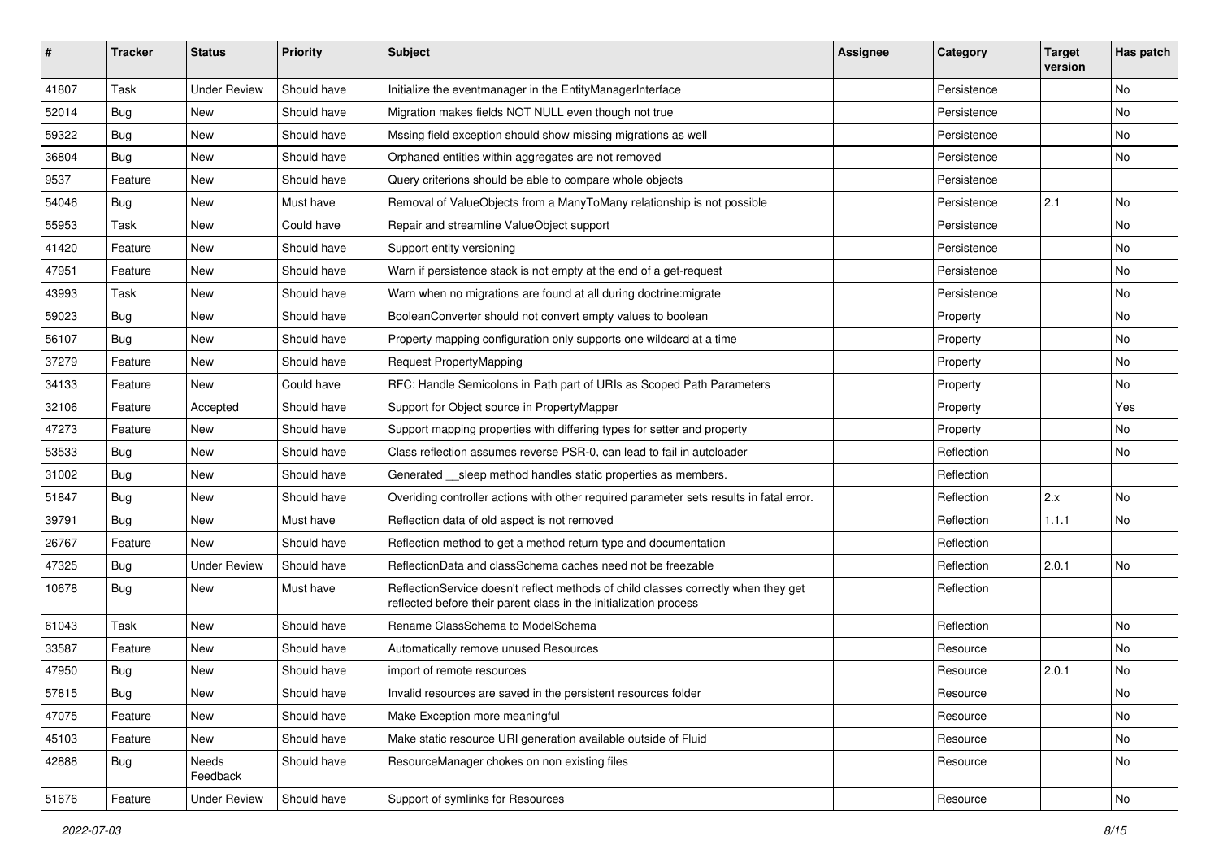| # | Tracker | Status | Priority | Subject | Assignee | Category | Target version | Has patch |
|---|---|---|---|---|---|---|---|---|
| 41807 | Task | Under Review | Should have | Initialize the eventmanager in the EntityManagerInterface | | Persistence | | No |
| 52014 | Bug | New | Should have | Migration makes fields NOT NULL even though not true | | Persistence | | No |
| 59322 | Bug | New | Should have | Mssing field exception should show missing migrations as well | | Persistence | | No |
| 36804 | Bug | New | Should have | Orphaned entities within aggregates are not removed | | Persistence | | No |
| 9537 | Feature | New | Should have | Query criterions should be able to compare whole objects | | Persistence | | |
| 54046 | Bug | New | Must have | Removal of ValueObjects from a ManyToMany relationship is not possible | | Persistence | 2.1 | No |
| 55953 | Task | New | Could have | Repair and streamline ValueObject support | | Persistence | | No |
| 41420 | Feature | New | Should have | Support entity versioning | | Persistence | | No |
| 47951 | Feature | New | Should have | Warn if persistence stack is not empty at the end of a get-request | | Persistence | | No |
| 43993 | Task | New | Should have | Warn when no migrations are found at all during doctrine:migrate | | Persistence | | No |
| 59023 | Bug | New | Should have | BooleanConverter should not convert empty values to boolean | | Property | | No |
| 56107 | Bug | New | Should have | Property mapping configuration only supports one wildcard at a time | | Property | | No |
| 37279 | Feature | New | Should have | Request PropertyMapping | | Property | | No |
| 34133 | Feature | New | Could have | RFC: Handle Semicolons in Path part of URIs as Scoped Path Parameters | | Property | | No |
| 32106 | Feature | Accepted | Should have | Support for Object source in PropertyMapper | | Property | | Yes |
| 47273 | Feature | New | Should have | Support mapping properties with differing types for setter and property | | Property | | No |
| 53533 | Bug | New | Should have | Class reflection assumes reverse PSR-0, can lead to fail in autoloader | | Reflection | | No |
| 31002 | Bug | New | Should have | Generated __sleep method handles static properties as members. | | Reflection | | |
| 51847 | Bug | New | Should have | Overiding controller actions with other required parameter sets results in fatal error. | | Reflection | 2.x | No |
| 39791 | Bug | New | Must have | Reflection data of old aspect is not removed | | Reflection | 1.1.1 | No |
| 26767 | Feature | New | Should have | Reflection method to get a method return type and documentation | | Reflection | | |
| 47325 | Bug | Under Review | Should have | ReflectionData and classSchema caches need not be freezable | | Reflection | 2.0.1 | No |
| 10678 | Bug | New | Must have | ReflectionService doesn't reflect methods of child classes correctly when they get reflected before their parent class in the initialization process | | Reflection | | |
| 61043 | Task | New | Should have | Rename ClassSchema to ModelSchema | | Reflection | | No |
| 33587 | Feature | New | Should have | Automatically remove unused Resources | | Resource | | No |
| 47950 | Bug | New | Should have | import of remote resources | | Resource | 2.0.1 | No |
| 57815 | Bug | New | Should have | Invalid resources are saved in the persistent resources folder | | Resource | | No |
| 47075 | Feature | New | Should have | Make Exception more meaningful | | Resource | | No |
| 45103 | Feature | New | Should have | Make static resource URI generation available outside of Fluid | | Resource | | No |
| 42888 | Bug | Needs Feedback | Should have | ResourceManager chokes on non existing files | | Resource | | No |
| 51676 | Feature | Under Review | Should have | Support of symlinks for Resources | | Resource | | No |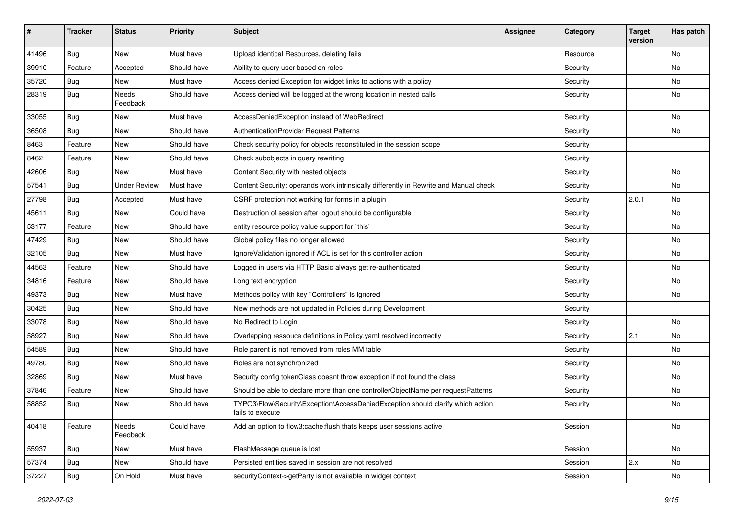| # | Tracker | Status | Priority | Subject | Assignee | Category | Target version | Has patch |
|---|---|---|---|---|---|---|---|---|
| 41496 | Bug | New | Must have | Upload identical Resources, deleting fails | | Resource | | No |
| 39910 | Feature | Accepted | Should have | Ability to query user based on roles | | Security | | No |
| 35720 | Bug | New | Must have | Access denied Exception for widget links to actions with a policy | | Security | | No |
| 28319 | Bug | Needs Feedback | Should have | Access denied will be logged at the wrong location in nested calls | | Security | | No |
| 33055 | Bug | New | Must have | AccessDeniedException instead of WebRedirect | | Security | | No |
| 36508 | Bug | New | Should have | AuthenticationProvider Request Patterns | | Security | | No |
| 8463 | Feature | New | Should have | Check security policy for objects reconstituted in the session scope | | Security | | |
| 8462 | Feature | New | Should have | Check subobjects in query rewriting | | Security | | |
| 42606 | Bug | New | Must have | Content Security with nested objects | | Security | | No |
| 57541 | Bug | Under Review | Must have | Content Security: operands work intrinsically differently in Rewrite and Manual check | | Security | | No |
| 27798 | Bug | Accepted | Must have | CSRF protection not working for forms in a plugin | | Security | 2.0.1 | No |
| 45611 | Bug | New | Could have | Destruction of session after logout should be configurable | | Security | | No |
| 53177 | Feature | New | Should have | entity resource policy value support for `this` | | Security | | No |
| 47429 | Bug | New | Should have | Global policy files no longer allowed | | Security | | No |
| 32105 | Bug | New | Must have | IgnoreValidation ignored if ACL is set for this controller action | | Security | | No |
| 44563 | Feature | New | Should have | Logged in users via HTTP Basic always get re-authenticated | | Security | | No |
| 34816 | Feature | New | Should have | Long text encryption | | Security | | No |
| 49373 | Bug | New | Must have | Methods policy with key "Controllers" is ignored | | Security | | No |
| 30425 | Bug | New | Should have | New methods are not updated in Policies during Development | | Security | | |
| 33078 | Bug | New | Should have | No Redirect to Login | | Security | | No |
| 58927 | Bug | New | Should have | Overlapping ressouce definitions in Policy.yaml resolved incorrectly | | Security | 2.1 | No |
| 54589 | Bug | New | Should have | Role parent is not removed from roles MM table | | Security | | No |
| 49780 | Bug | New | Should have | Roles are not synchronized | | Security | | No |
| 32869 | Bug | New | Must have | Security config tokenClass doesnt throw exception if not found the class | | Security | | No |
| 37846 | Feature | New | Should have | Should be able to declare more than one controllerObjectName per requestPatterns | | Security | | No |
| 58852 | Bug | New | Should have | TYPO3\Flow\Security\Exception\AccessDeniedException should clarify which action fails to execute | | Security | | No |
| 40418 | Feature | Needs Feedback | Could have | Add an option to flow3:cache:flush thats keeps user sessions active | | Session | | No |
| 55937 | Bug | New | Must have | FlashMessage queue is lost | | Session | | No |
| 57374 | Bug | New | Should have | Persisted entities saved in session are not resolved | | Session | 2.x | No |
| 37227 | Bug | On Hold | Must have | securityContext->getParty is not available in widget context | | Session | | No |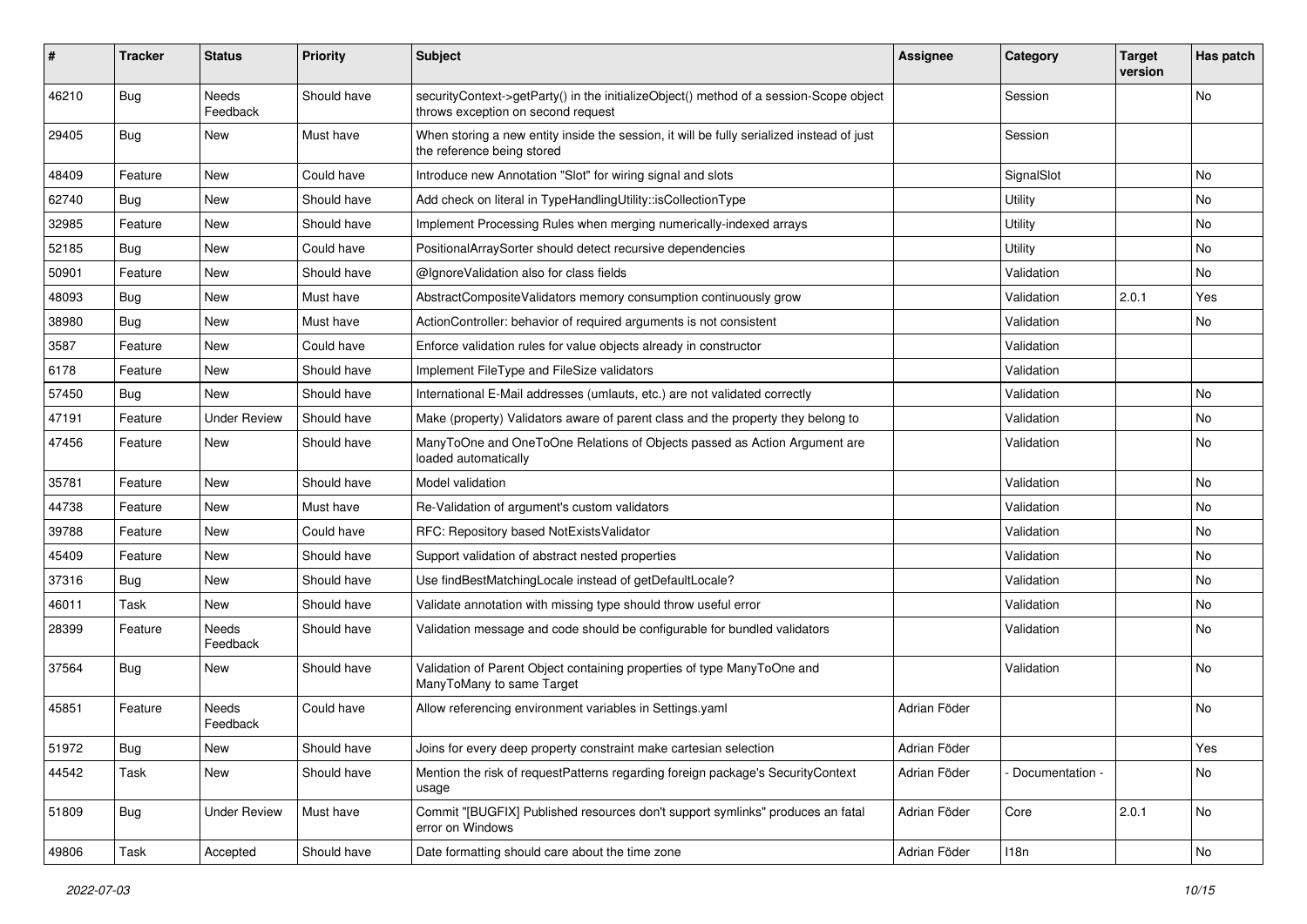| # | Tracker | Status | Priority | Subject | Assignee | Category | Target version | Has patch |
|---|---|---|---|---|---|---|---|---|
| 46210 | Bug | Needs Feedback | Should have | securityContext->getParty() in the initializeObject() method of a session-Scope object throws exception on second request | | Session | | No |
| 29405 | Bug | New | Must have | When storing a new entity inside the session, it will be fully serialized instead of just the reference being stored | | Session | | |
| 48409 | Feature | New | Could have | Introduce new Annotation "Slot" for wiring signal and slots | | SignalSlot | | No |
| 62740 | Bug | New | Should have | Add check on literal in TypeHandlingUtility::isCollectionType | | Utility | | No |
| 32985 | Feature | New | Should have | Implement Processing Rules when merging numerically-indexed arrays | | Utility | | No |
| 52185 | Bug | New | Could have | PositionalArraySorter should detect recursive dependencies | | Utility | | No |
| 50901 | Feature | New | Should have | @IgnoreValidation also for class fields | | Validation | | No |
| 48093 | Bug | New | Must have | AbstractCompositeValidators memory consumption continuously grow | | Validation | 2.0.1 | Yes |
| 38980 | Bug | New | Must have | ActionController: behavior of required arguments is not consistent | | Validation | | No |
| 3587 | Feature | New | Could have | Enforce validation rules for value objects already in constructor | | Validation | | |
| 6178 | Feature | New | Should have | Implement FileType and FileSize validators | | Validation | | |
| 57450 | Bug | New | Should have | International E-Mail addresses (umlauts, etc.) are not validated correctly | | Validation | | No |
| 47191 | Feature | Under Review | Should have | Make (property) Validators aware of parent class and the property they belong to | | Validation | | No |
| 47456 | Feature | New | Should have | ManyToOne and OneToOne Relations of Objects passed as Action Argument are loaded automatically | | Validation | | No |
| 35781 | Feature | New | Should have | Model validation | | Validation | | No |
| 44738 | Feature | New | Must have | Re-Validation of argument's custom validators | | Validation | | No |
| 39788 | Feature | New | Could have | RFC: Repository based NotExistsValidator | | Validation | | No |
| 45409 | Feature | New | Should have | Support validation of abstract nested properties | | Validation | | No |
| 37316 | Bug | New | Should have | Use findBestMatchingLocale instead of getDefaultLocale? | | Validation | | No |
| 46011 | Task | New | Should have | Validate annotation with missing type should throw useful error | | Validation | | No |
| 28399 | Feature | Needs Feedback | Should have | Validation message and code should be configurable for bundled validators | | Validation | | No |
| 37564 | Bug | New | Should have | Validation of Parent Object containing properties of type ManyToOne and ManyToMany to same Target | | Validation | | No |
| 45851 | Feature | Needs Feedback | Could have | Allow referencing environment variables in Settings.yaml | Adrian Föder | | | No |
| 51972 | Bug | New | Should have | Joins for every deep property constraint make cartesian selection | Adrian Föder | | | Yes |
| 44542 | Task | New | Should have | Mention the risk of requestPatterns regarding foreign package's SecurityContext usage | Adrian Föder | - Documentation - | | No |
| 51809 | Bug | Under Review | Must have | Commit "[BUGFIX] Published resources don't support symlinks" produces an fatal error on Windows | Adrian Föder | Core | 2.0.1 | No |
| 49806 | Task | Accepted | Should have | Date formatting should care about the time zone | Adrian Föder | I18n | | No |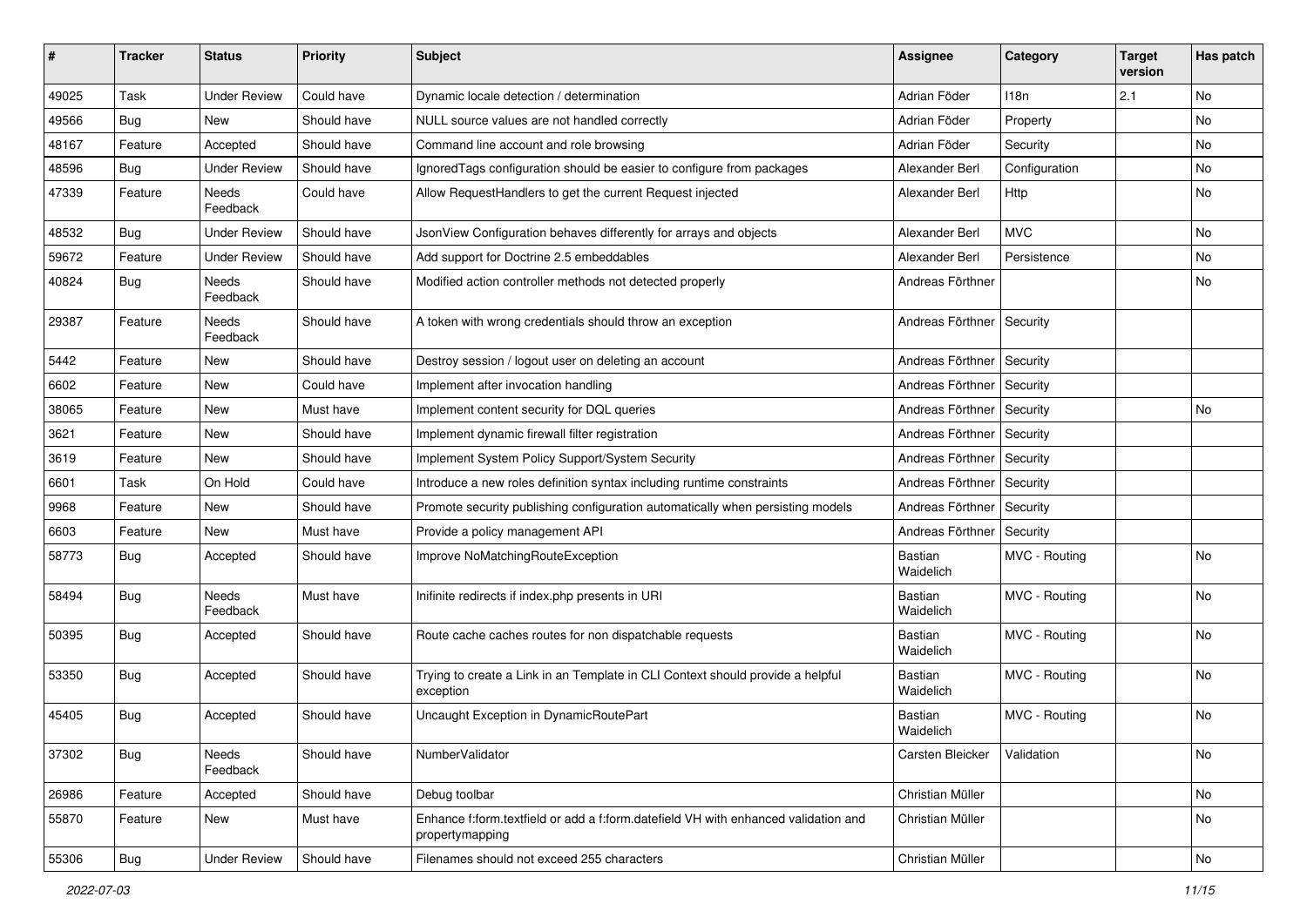| # | Tracker | Status | Priority | Subject | Assignee | Category | Target version | Has patch |
|---|---|---|---|---|---|---|---|---|
| 49025 | Task | Under Review | Could have | Dynamic locale detection / determination | Adrian Föder | I18n | 2.1 | No |
| 49566 | Bug | New | Should have | NULL source values are not handled correctly | Adrian Föder | Property | | No |
| 48167 | Feature | Accepted | Should have | Command line account and role browsing | Adrian Föder | Security | | No |
| 48596 | Bug | Under Review | Should have | IgnoredTags configuration should be easier to configure from packages | Alexander Berl | Configuration | | No |
| 47339 | Feature | Needs Feedback | Could have | Allow RequestHandlers to get the current Request injected | Alexander Berl | Http | | No |
| 48532 | Bug | Under Review | Should have | JsonView Configuration behaves differently for arrays and objects | Alexander Berl | MVC | | No |
| 59672 | Feature | Under Review | Should have | Add support for Doctrine 2.5 embeddables | Alexander Berl | Persistence | | No |
| 40824 | Bug | Needs Feedback | Should have | Modified action controller methods not detected properly | Andreas Förthner | | | No |
| 29387 | Feature | Needs Feedback | Should have | A token with wrong credentials should throw an exception | Andreas Förthner | Security | | |
| 5442 | Feature | New | Should have | Destroy session / logout user on deleting an account | Andreas Förthner | Security | | |
| 6602 | Feature | New | Could have | Implement after invocation handling | Andreas Förthner | Security | | |
| 38065 | Feature | New | Must have | Implement content security for DQL queries | Andreas Förthner | Security | | No |
| 3621 | Feature | New | Should have | Implement dynamic firewall filter registration | Andreas Förthner | Security | | |
| 3619 | Feature | New | Should have | Implement System Policy Support/System Security | Andreas Förthner | Security | | |
| 6601 | Task | On Hold | Could have | Introduce a new roles definition syntax including runtime constraints | Andreas Förthner | Security | | |
| 9968 | Feature | New | Should have | Promote security publishing configuration automatically when persisting models | Andreas Förthner | Security | | |
| 6603 | Feature | New | Must have | Provide a policy management API | Andreas Förthner | Security | | |
| 58773 | Bug | Accepted | Should have | Improve NoMatchingRouteException | Bastian Waidelich | MVC - Routing | | No |
| 58494 | Bug | Needs Feedback | Must have | Inifinite redirects if index.php presents in URI | Bastian Waidelich | MVC - Routing | | No |
| 50395 | Bug | Accepted | Should have | Route cache caches routes for non dispatchable requests | Bastian Waidelich | MVC - Routing | | No |
| 53350 | Bug | Accepted | Should have | Trying to create a Link in an Template in CLI Context should provide a helpful exception | Bastian Waidelich | MVC - Routing | | No |
| 45405 | Bug | Accepted | Should have | Uncaught Exception in DynamicRoutePart | Bastian Waidelich | MVC - Routing | | No |
| 37302 | Bug | Needs Feedback | Should have | NumberValidator | Carsten Bleicker | Validation | | No |
| 26986 | Feature | Accepted | Should have | Debug toolbar | Christian Müller | | | No |
| 55870 | Feature | New | Must have | Enhance f:form.textfield or add a f:form.datefield VH with enhanced validation and propertymapping | Christian Müller | | | No |
| 55306 | Bug | Under Review | Should have | Filenames should not exceed 255 characters | Christian Müller | | | No |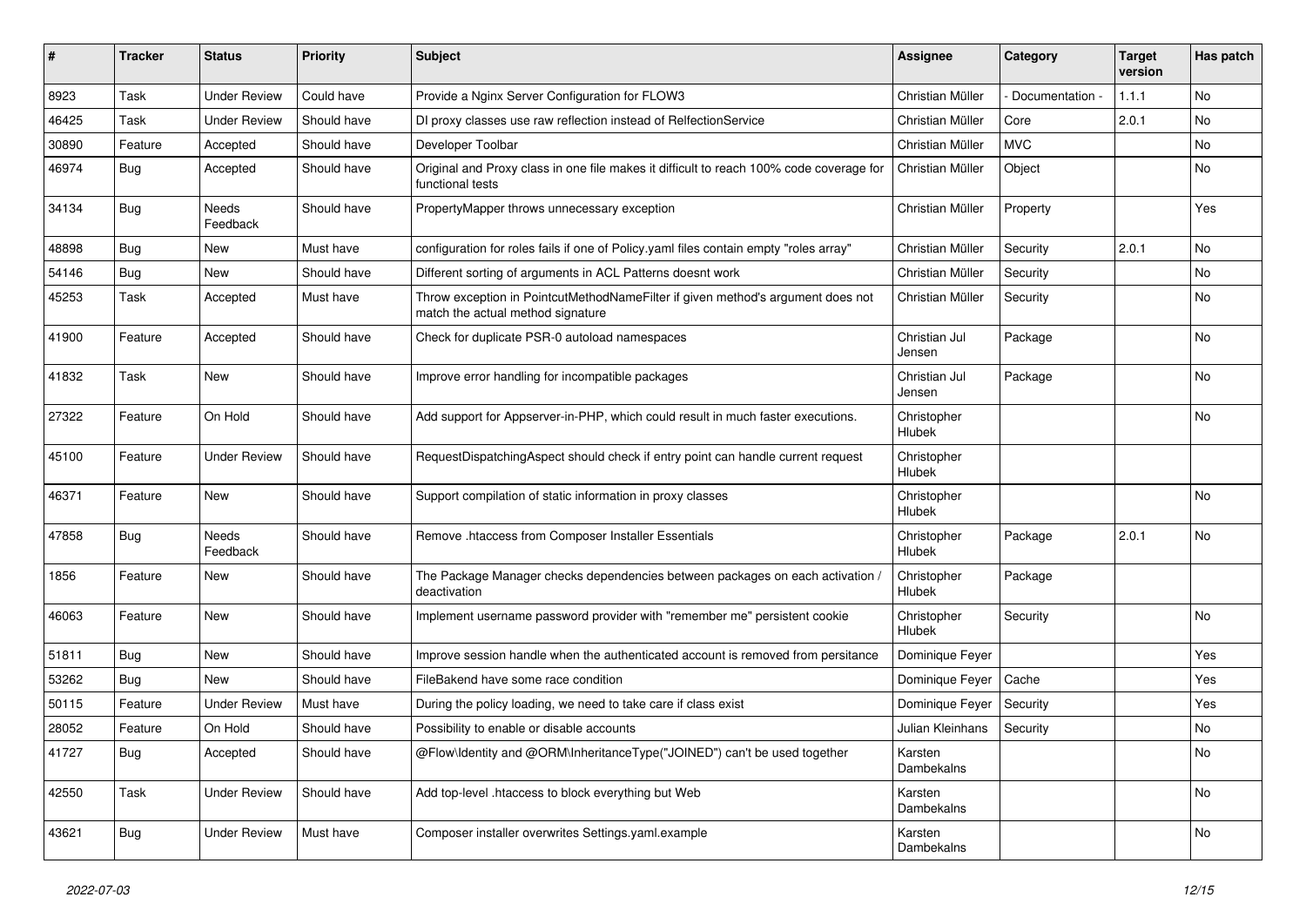| # | Tracker | Status | Priority | Subject | Assignee | Category | Target version | Has patch |
|---|---|---|---|---|---|---|---|---|
| 8923 | Task | Under Review | Could have | Provide a Nginx Server Configuration for FLOW3 | Christian Müller | - Documentation - | 1.1.1 | No |
| 46425 | Task | Under Review | Should have | DI proxy classes use raw reflection instead of RelfectionService | Christian Müller | Core | 2.0.1 | No |
| 30890 | Feature | Accepted | Should have | Developer Toolbar | Christian Müller | MVC | | No |
| 46974 | Bug | Accepted | Should have | Original and Proxy class in one file makes it difficult to reach 100% code coverage for functional tests | Christian Müller | Object | | No |
| 34134 | Bug | Needs Feedback | Should have | PropertyMapper throws unnecessary exception | Christian Müller | Property | | Yes |
| 48898 | Bug | New | Must have | configuration for roles fails if one of Policy.yaml files contain empty "roles array" | Christian Müller | Security | 2.0.1 | No |
| 54146 | Bug | New | Should have | Different sorting of arguments in ACL Patterns doesnt work | Christian Müller | Security | | No |
| 45253 | Task | Accepted | Must have | Throw exception in PointcutMethodNameFilter if given method's argument does not match the actual method signature | Christian Müller | Security | | No |
| 41900 | Feature | Accepted | Should have | Check for duplicate PSR-0 autoload namespaces | Christian Jul Jensen | Package | | No |
| 41832 | Task | New | Should have | Improve error handling for incompatible packages | Christian Jul Jensen | Package | | No |
| 27322 | Feature | On Hold | Should have | Add support for Appserver-in-PHP, which could result in much faster executions. | Christopher Hlubek | | | No |
| 45100 | Feature | Under Review | Should have | RequestDispatchingAspect should check if entry point can handle current request | Christopher Hlubek | | | |
| 46371 | Feature | New | Should have | Support compilation of static information in proxy classes | Christopher Hlubek | | | No |
| 47858 | Bug | Needs Feedback | Should have | Remove .htaccess from Composer Installer Essentials | Christopher Hlubek | Package | 2.0.1 | No |
| 1856 | Feature | New | Should have | The Package Manager checks dependencies between packages on each activation / deactivation | Christopher Hlubek | Package | | |
| 46063 | Feature | New | Should have | Implement username password provider with "remember me" persistent cookie | Christopher Hlubek | Security | | No |
| 51811 | Bug | New | Should have | Improve session handle when the authenticated account is removed from persitance | Dominique Feyer | | | Yes |
| 53262 | Bug | New | Should have | FileBakend have some race condition | Dominique Feyer | Cache | | Yes |
| 50115 | Feature | Under Review | Must have | During the policy loading, we need to take care if class exist | Dominique Feyer | Security | | Yes |
| 28052 | Feature | On Hold | Should have | Possibility to enable or disable accounts | Julian Kleinhans | Security | | No |
| 41727 | Bug | Accepted | Should have | @Flow\Identity and @ORM\InheritanceType("JOINED") can't be used together | Karsten Dambekalns | | | No |
| 42550 | Task | Under Review | Should have | Add top-level .htaccess to block everything but Web | Karsten Dambekalns | | | No |
| 43621 | Bug | Under Review | Must have | Composer installer overwrites Settings.yaml.example | Karsten Dambekalns | | | No |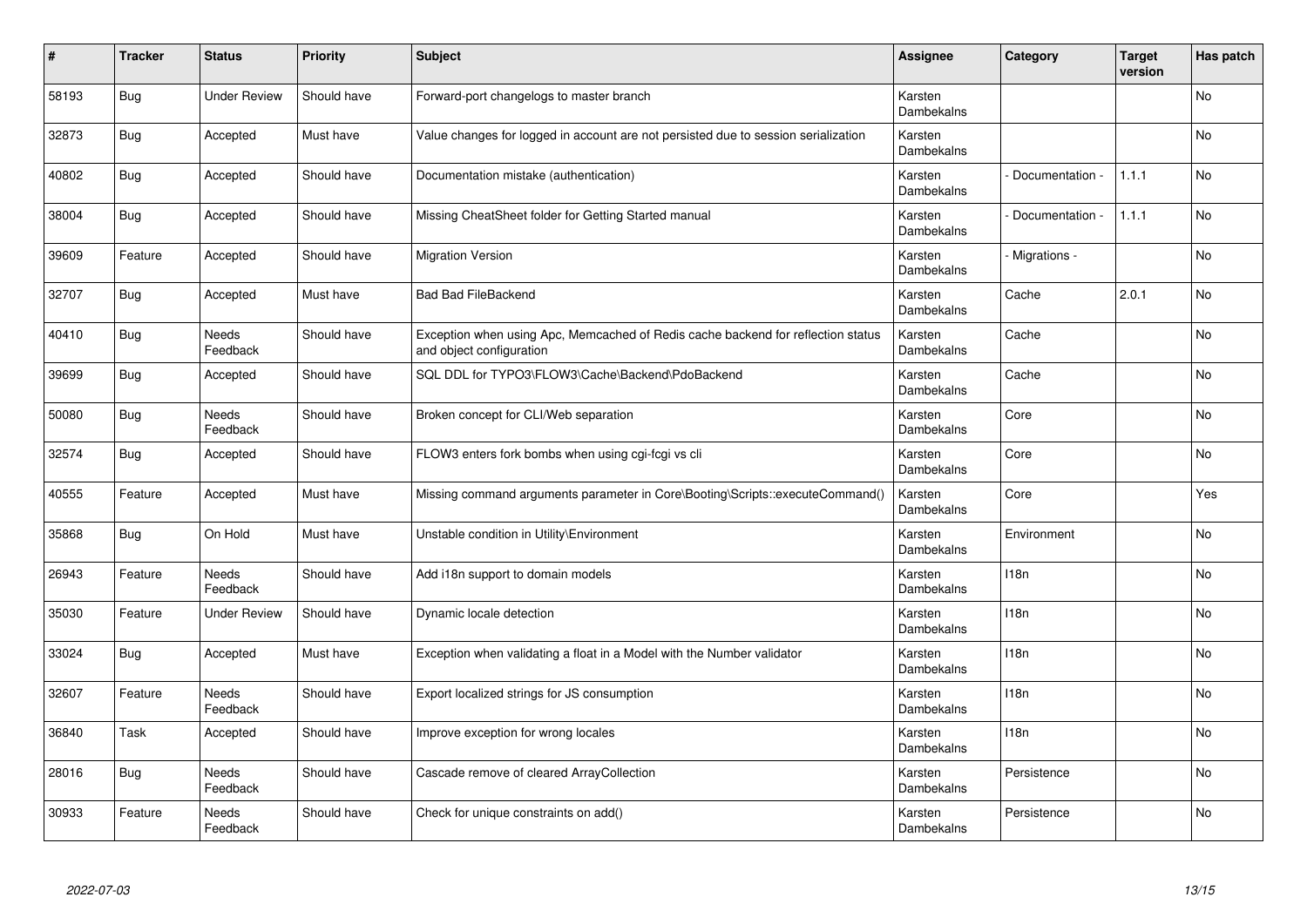| # | Tracker | Status | Priority | Subject | Assignee | Category | Target version | Has patch |
|---|---|---|---|---|---|---|---|---|
| 58193 | Bug | Under Review | Should have | Forward-port changelogs to master branch | Karsten Dambekalns | | | No |
| 32873 | Bug | Accepted | Must have | Value changes for logged in account are not persisted due to session serialization | Karsten Dambekalns | | | No |
| 40802 | Bug | Accepted | Should have | Documentation mistake (authentication) | Karsten Dambekalns | - Documentation - | 1.1.1 | No |
| 38004 | Bug | Accepted | Should have | Missing CheatSheet folder for Getting Started manual | Karsten Dambekalns | - Documentation - | 1.1.1 | No |
| 39609 | Feature | Accepted | Should have | Migration Version | Karsten Dambekalns | - Migrations - | | No |
| 32707 | Bug | Accepted | Must have | Bad Bad FileBackend | Karsten Dambekalns | Cache | 2.0.1 | No |
| 40410 | Bug | Needs Feedback | Should have | Exception when using Apc, Memcached of Redis cache backend for reflection status and object configuration | Karsten Dambekalns | Cache | | No |
| 39699 | Bug | Accepted | Should have | SQL DDL for TYPO3\FLOW3\Cache\Backend\PdoBackend | Karsten Dambekalns | Cache | | No |
| 50080 | Bug | Needs Feedback | Should have | Broken concept for CLI/Web separation | Karsten Dambekalns | Core | | No |
| 32574 | Bug | Accepted | Should have | FLOW3 enters fork bombs when using cgi-fcgi vs cli | Karsten Dambekalns | Core | | No |
| 40555 | Feature | Accepted | Must have | Missing command arguments parameter in Core\Booting\Scripts::executeCommand() | Karsten Dambekalns | Core | | Yes |
| 35868 | Bug | On Hold | Must have | Unstable condition in Utility\Environment | Karsten Dambekalns | Environment | | No |
| 26943 | Feature | Needs Feedback | Should have | Add i18n support to domain models | Karsten Dambekalns | I18n | | No |
| 35030 | Feature | Under Review | Should have | Dynamic locale detection | Karsten Dambekalns | I18n | | No |
| 33024 | Bug | Accepted | Must have | Exception when validating a float in a Model with the Number validator | Karsten Dambekalns | I18n | | No |
| 32607 | Feature | Needs Feedback | Should have | Export localized strings for JS consumption | Karsten Dambekalns | I18n | | No |
| 36840 | Task | Accepted | Should have | Improve exception for wrong locales | Karsten Dambekalns | I18n | | No |
| 28016 | Bug | Needs Feedback | Should have | Cascade remove of cleared ArrayCollection | Karsten Dambekalns | Persistence | | No |
| 30933 | Feature | Needs Feedback | Should have | Check for unique constraints on add() | Karsten Dambekalns | Persistence | | No |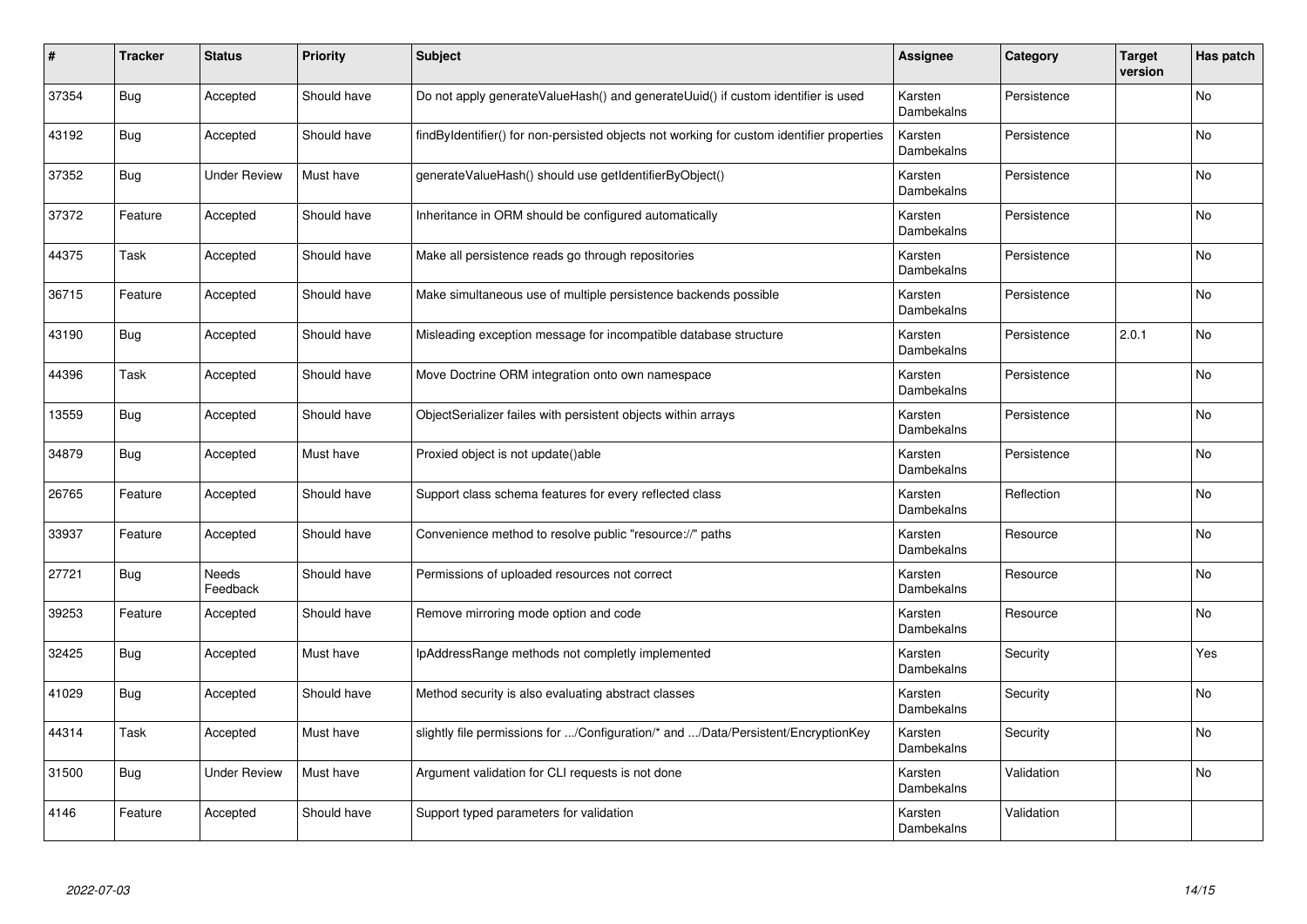| # | Tracker | Status | Priority | Subject | Assignee | Category | Target version | Has patch |
|---|---|---|---|---|---|---|---|---|
| 37354 | Bug | Accepted | Should have | Do not apply generateValueHash() and generateUuid() if custom identifier is used | Karsten Dambekalns | Persistence | | No |
| 43192 | Bug | Accepted | Should have | findByIdentifier() for non-persisted objects not working for custom identifier properties | Karsten Dambekalns | Persistence | | No |
| 37352 | Bug | Under Review | Must have | generateValueHash() should use getIdentifierByObject() | Karsten Dambekalns | Persistence | | No |
| 37372 | Feature | Accepted | Should have | Inheritance in ORM should be configured automatically | Karsten Dambekalns | Persistence | | No |
| 44375 | Task | Accepted | Should have | Make all persistence reads go through repositories | Karsten Dambekalns | Persistence | | No |
| 36715 | Feature | Accepted | Should have | Make simultaneous use of multiple persistence backends possible | Karsten Dambekalns | Persistence | | No |
| 43190 | Bug | Accepted | Should have | Misleading exception message for incompatible database structure | Karsten Dambekalns | Persistence | 2.0.1 | No |
| 44396 | Task | Accepted | Should have | Move Doctrine ORM integration onto own namespace | Karsten Dambekalns | Persistence | | No |
| 13559 | Bug | Accepted | Should have | ObjectSerializer failes with persistent objects within arrays | Karsten Dambekalns | Persistence | | No |
| 34879 | Bug | Accepted | Must have | Proxied object is not update()able | Karsten Dambekalns | Persistence | | No |
| 26765 | Feature | Accepted | Should have | Support class schema features for every reflected class | Karsten Dambekalns | Reflection | | No |
| 33937 | Feature | Accepted | Should have | Convenience method to resolve public "resource://" paths | Karsten Dambekalns | Resource | | No |
| 27721 | Bug | Needs Feedback | Should have | Permissions of uploaded resources not correct | Karsten Dambekalns | Resource | | No |
| 39253 | Feature | Accepted | Should have | Remove mirroring mode option and code | Karsten Dambekalns | Resource | | No |
| 32425 | Bug | Accepted | Must have | IpAddressRange methods not completly implemented | Karsten Dambekalns | Security | | Yes |
| 41029 | Bug | Accepted | Should have | Method security is also evaluating abstract classes | Karsten Dambekalns | Security | | No |
| 44314 | Task | Accepted | Must have | slightly file permissions for .../Configuration/* and .../Data/Persistent/EncryptionKey | Karsten Dambekalns | Security | | No |
| 31500 | Bug | Under Review | Must have | Argument validation for CLI requests is not done | Karsten Dambekalns | Validation | | No |
| 4146 | Feature | Accepted | Should have | Support typed parameters for validation | Karsten Dambekalns | Validation | | |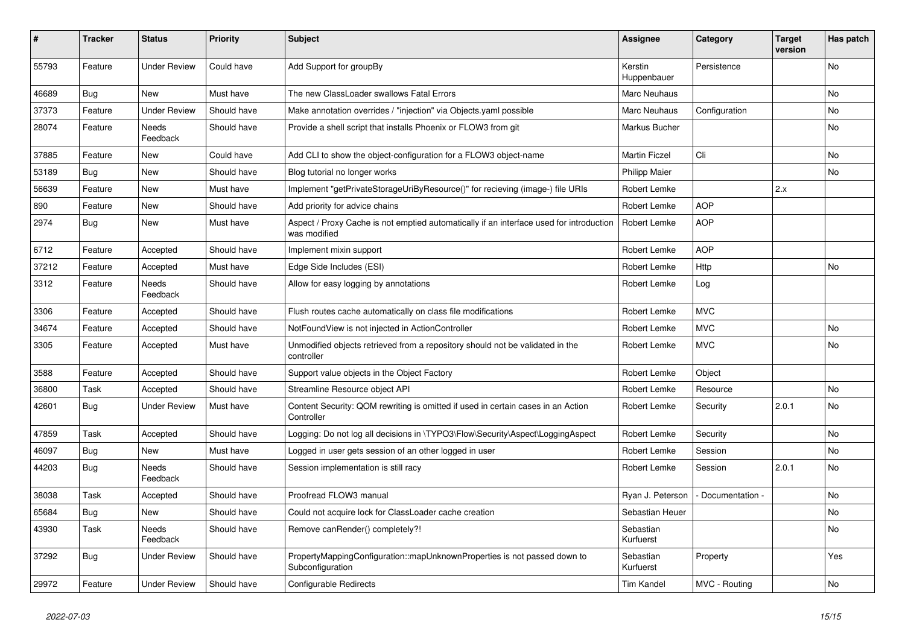| # | Tracker | Status | Priority | Subject | Assignee | Category | Target version | Has patch |
|---|---|---|---|---|---|---|---|---|
| 55793 | Feature | Under Review | Could have | Add Support for groupBy | Kerstin Huppenbauer | Persistence | | No |
| 46689 | Bug | New | Must have | The new ClassLoader swallows Fatal Errors | Marc Neuhaus | | | No |
| 37373 | Feature | Under Review | Should have | Make annotation overrides / "injection" via Objects.yaml possible | Marc Neuhaus | Configuration | | No |
| 28074 | Feature | Needs Feedback | Should have | Provide a shell script that installs Phoenix or FLOW3 from git | Markus Bucher | | | No |
| 37885 | Feature | New | Could have | Add CLI to show the object-configuration for a FLOW3 object-name | Martin Ficzel | Cli | | No |
| 53189 | Bug | New | Should have | Blog tutorial no longer works | Philipp Maier | | | No |
| 56639 | Feature | New | Must have | Implement "getPrivateStorageUriByResource()" for recieving (image-) file URIs | Robert Lemke | | 2.x | |
| 890 | Feature | New | Should have | Add priority for advice chains | Robert Lemke | AOP | | |
| 2974 | Bug | New | Must have | Aspect / Proxy Cache is not emptied automatically if an interface used for introduction was modified | Robert Lemke | AOP | | |
| 6712 | Feature | Accepted | Should have | Implement mixin support | Robert Lemke | AOP | | |
| 37212 | Feature | Accepted | Must have | Edge Side Includes (ESI) | Robert Lemke | Http | | No |
| 3312 | Feature | Needs Feedback | Should have | Allow for easy logging by annotations | Robert Lemke | Log | | |
| 3306 | Feature | Accepted | Should have | Flush routes cache automatically on class file modifications | Robert Lemke | MVC | | |
| 34674 | Feature | Accepted | Should have | NotFoundView is not injected in ActionController | Robert Lemke | MVC | | No |
| 3305 | Feature | Accepted | Must have | Unmodified objects retrieved from a repository should not be validated in the controller | Robert Lemke | MVC | | No |
| 3588 | Feature | Accepted | Should have | Support value objects in the Object Factory | Robert Lemke | Object | | |
| 36800 | Task | Accepted | Should have | Streamline Resource object API | Robert Lemke | Resource | | No |
| 42601 | Bug | Under Review | Must have | Content Security: QOM rewriting is omitted if used in certain cases in an Action Controller | Robert Lemke | Security | 2.0.1 | No |
| 47859 | Task | Accepted | Should have | Logging: Do not log all decisions in \TYPO3\Flow\Security\Aspect\LoggingAspect | Robert Lemke | Security | | No |
| 46097 | Bug | New | Must have | Logged in user gets session of an other logged in user | Robert Lemke | Session | | No |
| 44203 | Bug | Needs Feedback | Should have | Session implementation is still racy | Robert Lemke | Session | 2.0.1 | No |
| 38038 | Task | Accepted | Should have | Proofread FLOW3 manual | Ryan J. Peterson | - Documentation - | | No |
| 65684 | Bug | New | Should have | Could not acquire lock for ClassLoader cache creation | Sebastian Heuer | | | No |
| 43930 | Task | Needs Feedback | Should have | Remove canRender() completely?! | Sebastian Kurfuerst | | | No |
| 37292 | Bug | Under Review | Should have | PropertyMappingConfiguration::mapUnknownProperties is not passed down to Subconfiguration | Sebastian Kurfuerst | Property | | Yes |
| 29972 | Feature | Under Review | Should have | Configurable Redirects | Tim Kandel | MVC - Routing | | No |